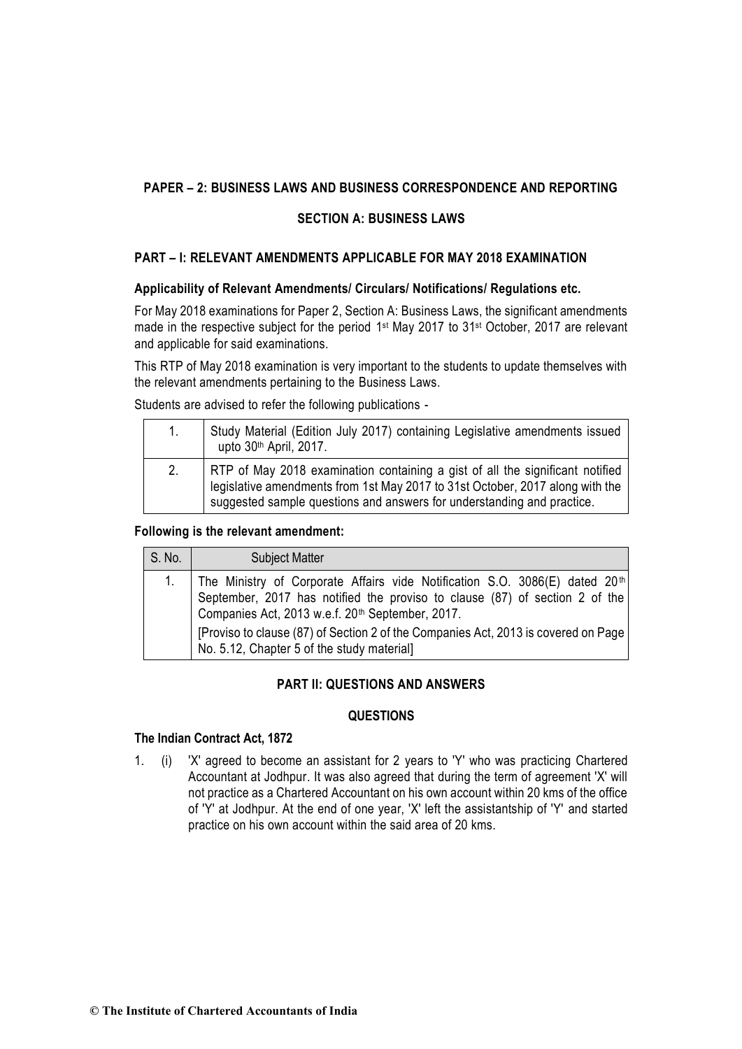## PAPER – 2: BUSINESS LAWS AND BUSINESS CORRESPONDENCE AND REPORTING

### SECTION A: BUSINESS LAWS

### PART – I: RELEVANT AMENDMENTS APPLICABLE FOR MAY 2018 EXAMINATION

**Applicability of Relevant Amendments/ Circulars/ Notifications/ Regulations etc.**

For May 2018 examinations for Paper 2, Section A: Business Laws, the significant amendments made in the respective subject for the period 1st May 2017 to 31st October, 2017 are relevant and applicable for said examinations.

This RTP of May 2018 examination is very important to the students to update themselves with the relevant amendments pertaining to the Business Laws.

Students are advised to refer the following publications -

| | |
|---|---|
| 1. | Study Material (Edition July 2017) containing Legislative amendments issued upto 30th April, 2017. |
| 2. | RTP of May 2018 examination containing a gist of all the significant notified legislative amendments from 1st May 2017 to 31st October, 2017 along with the suggested sample questions and answers for understanding and practice. |

**Following is the relevant amendment:**

| S. No. | Subject Matter |
|---|---|
| 1. | The Ministry of Corporate Affairs vide Notification S.O. 3086(E) dated 20th September, 2017 has notified the proviso to clause (87) of section 2 of the Companies Act, 2013 w.e.f. 20th September, 2017.<br>[Proviso to clause (87) of Section 2 of the Companies Act, 2013 is covered on Page No. 5.12, Chapter 5 of the study material] |

### PART II: QUESTIONS AND ANSWERS

#### QUESTIONS

**The Indian Contract Act, 1872**

1. (i) 'X' agreed to become an assistant for 2 years to 'Y' who was practicing Chartered Accountant at Jodhpur. It was also agreed that during the term of agreement 'X' will not practice as a Chartered Accountant on his own account within 20 kms of the office of 'Y' at Jodhpur. At the end of one year, 'X' left the assistantship of 'Y' and started practice on his own account within the said area of 20 kms.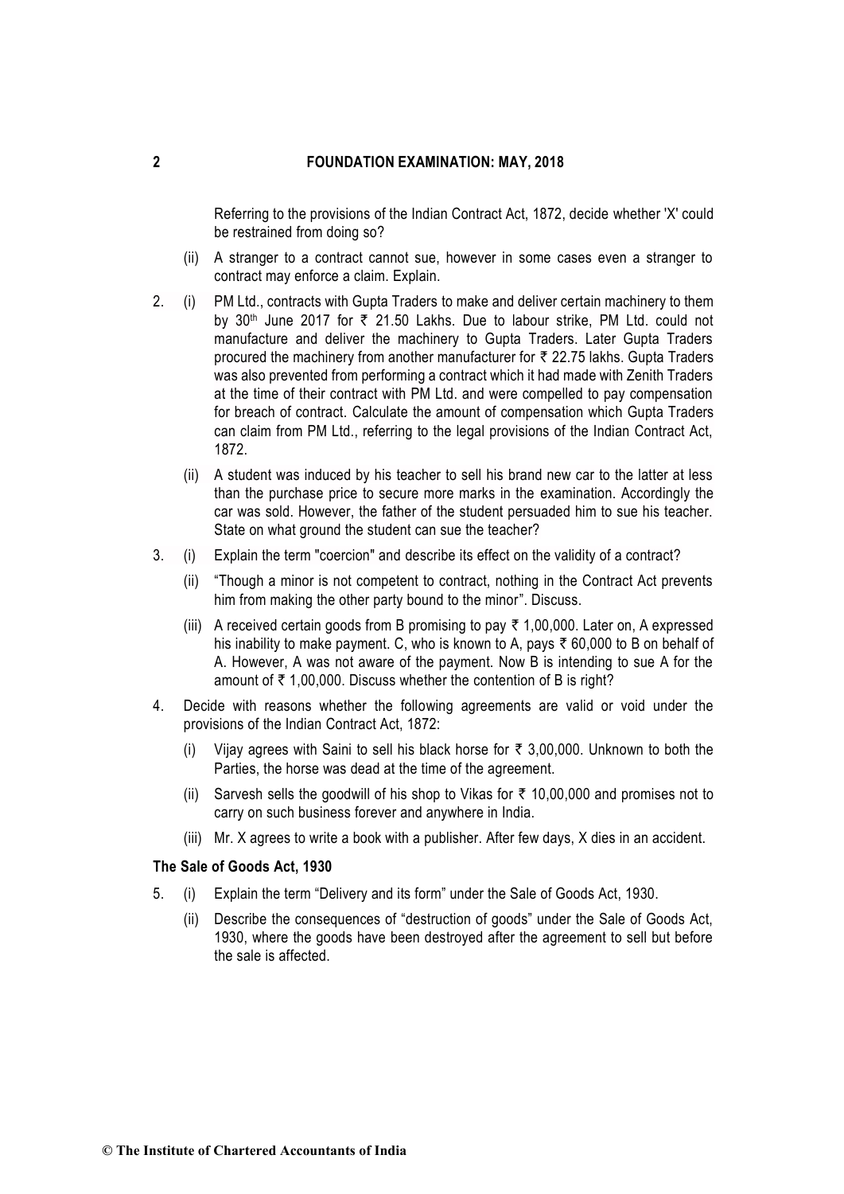Referring to the provisions of the Indian Contract Act, 1872, decide whether 'X' could be restrained from doing so?

(ii) A stranger to a contract cannot sue, however in some cases even a stranger to contract may enforce a claim. Explain.

2. (i) PM Ltd., contracts with Gupta Traders to make and deliver certain machinery to them by 30th June 2017 for ₹ 21.50 Lakhs. Due to labour strike, PM Ltd. could not manufacture and deliver the machinery to Gupta Traders. Later Gupta Traders procured the machinery from another manufacturer for ₹ 22.75 lakhs. Gupta Traders was also prevented from performing a contract which it had made with Zenith Traders at the time of their contract with PM Ltd. and were compelled to pay compensation for breach of contract. Calculate the amount of compensation which Gupta Traders can claim from PM Ltd., referring to the legal provisions of the Indian Contract Act, 1872.

   (ii) A student was induced by his teacher to sell his brand new car to the latter at less than the purchase price to secure more marks in the examination. Accordingly the car was sold. However, the father of the student persuaded him to sue his teacher. State on what ground the student can sue the teacher?

3. (i) Explain the term "coercion" and describe its effect on the validity of a contract?

   (ii) "Though a minor is not competent to contract, nothing in the Contract Act prevents him from making the other party bound to the minor". Discuss.

   (iii) A received certain goods from B promising to pay ₹ 1,00,000. Later on, A expressed his inability to make payment. C, who is known to A, pays ₹ 60,000 to B on behalf of A. However, A was not aware of the payment. Now B is intending to sue A for the amount of ₹ 1,00,000. Discuss whether the contention of B is right?

4. Decide with reasons whether the following agreements are valid or void under the provisions of the Indian Contract Act, 1872:

   (i) Vijay agrees with Saini to sell his black horse for ₹ 3,00,000. Unknown to both the Parties, the horse was dead at the time of the agreement.

   (ii) Sarvesh sells the goodwill of his shop to Vikas for ₹ 10,00,000 and promises not to carry on such business forever and anywhere in India.

   (iii) Mr. X agrees to write a book with a publisher. After few days, X dies in an accident.

**The Sale of Goods Act, 1930**

5. (i) Explain the term "Delivery and its form" under the Sale of Goods Act, 1930.

   (ii) Describe the consequences of "destruction of goods" under the Sale of Goods Act, 1930, where the goods have been destroyed after the agreement to sell but before the sale is affected.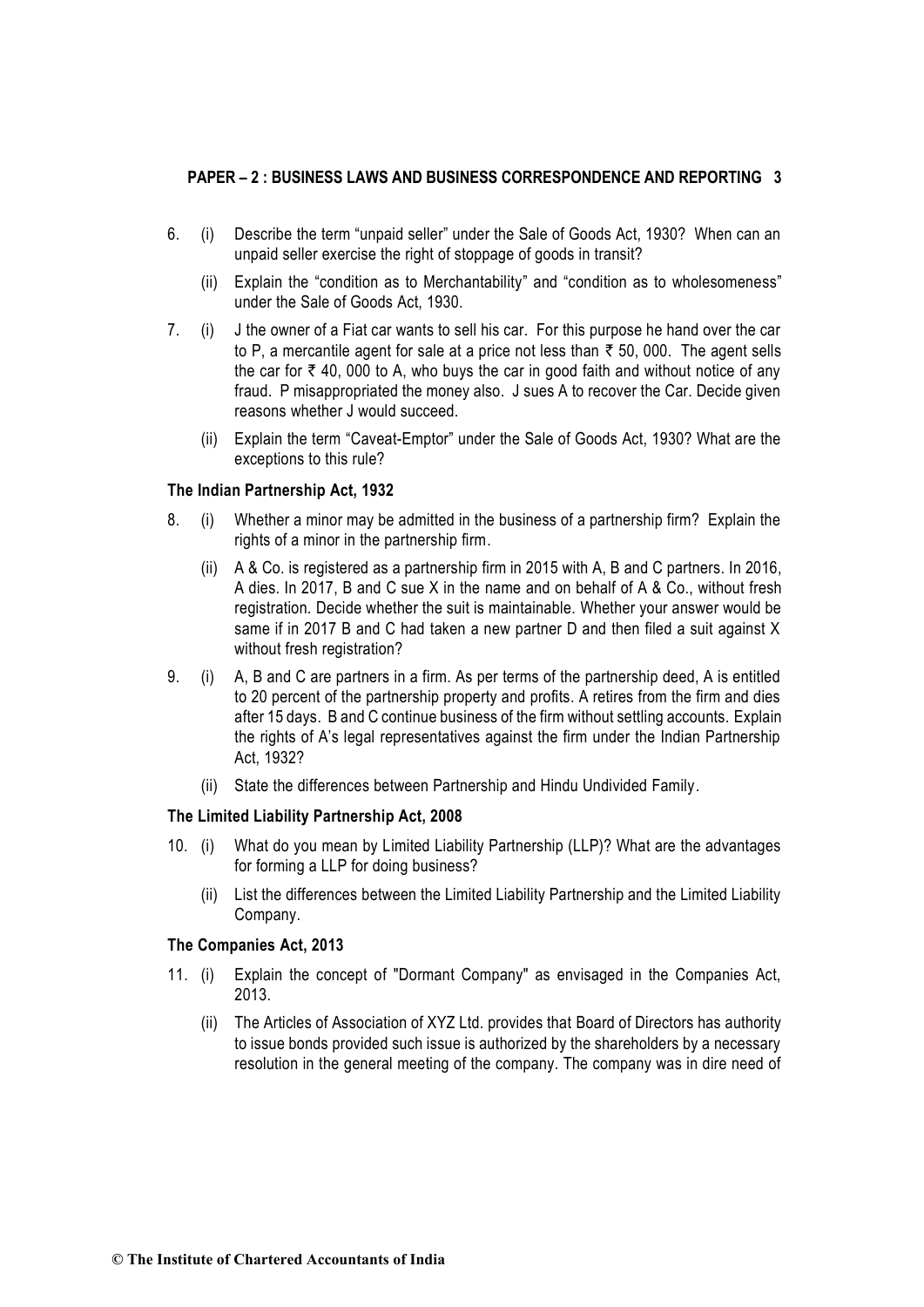6. (i) Describe the term "unpaid seller" under the Sale of Goods Act, 1930? When can an unpaid seller exercise the right of stoppage of goods in transit?

   (ii) Explain the "condition as to Merchantability" and "condition as to wholesomeness" under the Sale of Goods Act, 1930.

7. (i) J the owner of a Fiat car wants to sell his car. For this purpose he hand over the car to P, a mercantile agent for sale at a price not less than ₹ 50, 000. The agent sells the car for ₹ 40, 000 to A, who buys the car in good faith and without notice of any fraud. P misappropriated the money also. J sues A to recover the Car. Decide given reasons whether J would succeed.

   (ii) Explain the term "Caveat-Emptor" under the Sale of Goods Act, 1930? What are the exceptions to this rule?

### The Indian Partnership Act, 1932

8. (i) Whether a minor may be admitted in the business of a partnership firm? Explain the rights of a minor in the partnership firm.

   (ii) A & Co. is registered as a partnership firm in 2015 with A, B and C partners. In 2016, A dies. In 2017, B and C sue X in the name and on behalf of A & Co., without fresh registration. Decide whether the suit is maintainable. Whether your answer would be same if in 2017 B and C had taken a new partner D and then filed a suit against X without fresh registration?

9. (i) A, B and C are partners in a firm. As per terms of the partnership deed, A is entitled to 20 percent of the partnership property and profits. A retires from the firm and dies after 15 days. B and C continue business of the firm without settling accounts. Explain the rights of A's legal representatives against the firm under the Indian Partnership Act, 1932?

   (ii) State the differences between Partnership and Hindu Undivided Family.

### The Limited Liability Partnership Act, 2008

10. (i) What do you mean by Limited Liability Partnership (LLP)? What are the advantages for forming a LLP for doing business?

    (ii) List the differences between the Limited Liability Partnership and the Limited Liability Company.

### The Companies Act, 2013

11. (i) Explain the concept of "Dormant Company" as envisaged in the Companies Act, 2013.

    (ii) The Articles of Association of XYZ Ltd. provides that Board of Directors has authority to issue bonds provided such issue is authorized by the shareholders by a necessary resolution in the general meeting of the company. The company was in dire need of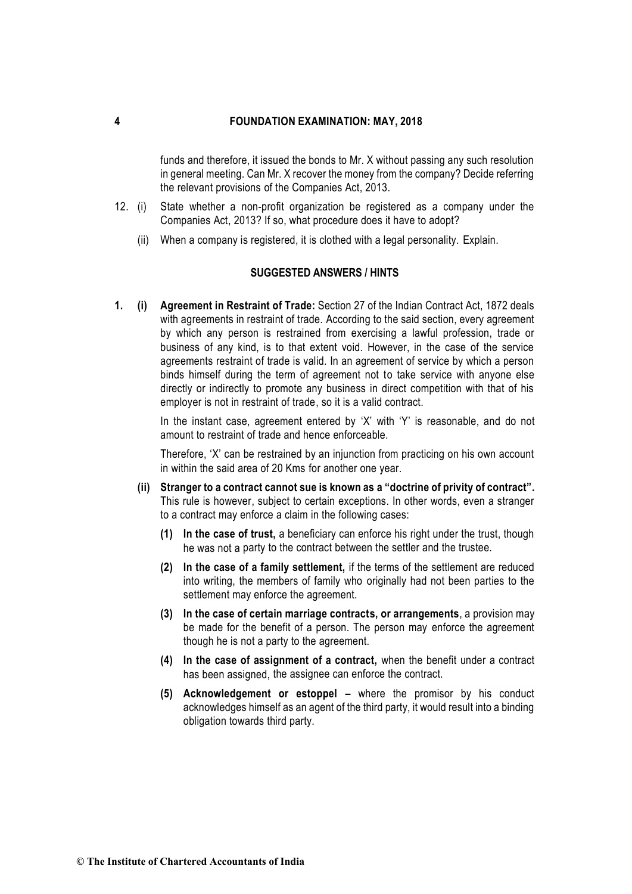funds and therefore, it issued the bonds to Mr. X without passing any such resolution in general meeting. Can Mr. X recover the money from the company? Decide referring the relevant provisions of the Companies Act, 2013.

12. (i) State whether a non-profit organization be registered as a company under the Companies Act, 2013? If so, what procedure does it have to adopt?

    (ii) When a company is registered, it is clothed with a legal personality. Explain.

## SUGGESTED ANSWERS / HINTS

**1. (i) Agreement in Restraint of Trade:** Section 27 of the Indian Contract Act, 1872 deals with agreements in restraint of trade. According to the said section, every agreement by which any person is restrained from exercising a lawful profession, trade or business of any kind, is to that extent void. However, in the case of the service agreements restraint of trade is valid. In an agreement of service by which a person binds himself during the term of agreement not to take service with anyone else directly or indirectly to promote any business in direct competition with that of his employer is not in restraint of trade, so it is a valid contract.

In the instant case, agreement entered by 'X' with 'Y' is reasonable, and do not amount to restraint of trade and hence enforceable.

Therefore, 'X' can be restrained by an injunction from practicing on his own account in within the said area of 20 Kms for another one year.

**(ii) Stranger to a contract cannot sue is known as a "doctrine of privity of contract".** This rule is however, subject to certain exceptions. In other words, even a stranger to a contract may enforce a claim in the following cases:

**(1) In the case of trust,** a beneficiary can enforce his right under the trust, though he was not a party to the contract between the settler and the trustee.

**(2) In the case of a family settlement,** if the terms of the settlement are reduced into writing, the members of family who originally had not been parties to the settlement may enforce the agreement.

**(3) In the case of certain marriage contracts, or arrangements**, a provision may be made for the benefit of a person. The person may enforce the agreement though he is not a party to the agreement.

**(4) In the case of assignment of a contract,** when the benefit under a contract has been assigned, the assignee can enforce the contract.

**(5) Acknowledgement or estoppel –** where the promisor by his conduct acknowledges himself as an agent of the third party, it would result into a binding obligation towards third party.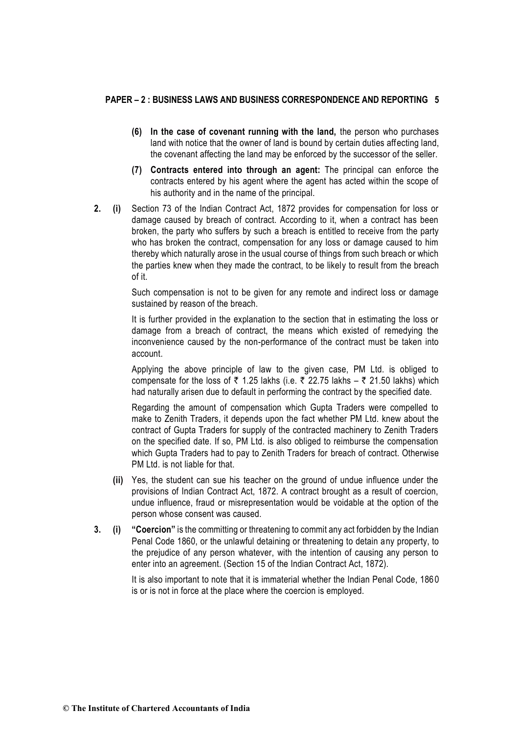(6) **In the case of covenant running with the land,** the person who purchases land with notice that the owner of land is bound by certain duties affecting land, the covenant affecting the land may be enforced by the successor of the seller.

(7) **Contracts entered into through an agent:** The principal can enforce the contracts entered by his agent where the agent has acted within the scope of his authority and in the name of the principal.

**2. (i)** Section 73 of the Indian Contract Act, 1872 provides for compensation for loss or damage caused by breach of contract. According to it, when a contract has been broken, the party who suffers by such a breach is entitled to receive from the party who has broken the contract, compensation for any loss or damage caused to him thereby which naturally arose in the usual course of things from such breach or which the parties knew when they made the contract, to be likely to result from the breach of it.

Such compensation is not to be given for any remote and indirect loss or damage sustained by reason of the breach.

It is further provided in the explanation to the section that in estimating the loss or damage from a breach of contract, the means which existed of remedying the inconvenience caused by the non-performance of the contract must be taken into account.

Applying the above principle of law to the given case, PM Ltd. is obliged to compensate for the loss of ₹ 1.25 lakhs (i.e. ₹ 22.75 lakhs – ₹ 21.50 lakhs) which had naturally arisen due to default in performing the contract by the specified date.

Regarding the amount of compensation which Gupta Traders were compelled to make to Zenith Traders, it depends upon the fact whether PM Ltd. knew about the contract of Gupta Traders for supply of the contracted machinery to Zenith Traders on the specified date. If so, PM Ltd. is also obliged to reimburse the compensation which Gupta Traders had to pay to Zenith Traders for breach of contract. Otherwise PM Ltd. is not liable for that.

**(ii)** Yes, the student can sue his teacher on the ground of undue influence under the provisions of Indian Contract Act, 1872. A contract brought as a result of coercion, undue influence, fraud or misrepresentation would be voidable at the option of the person whose consent was caused.

**3. (i)** **"Coercion"** is the committing or threatening to commit any act forbidden by the Indian Penal Code 1860, or the unlawful detaining or threatening to detain any property, to the prejudice of any person whatever, with the intention of causing any person to enter into an agreement. (Section 15 of the Indian Contract Act, 1872).

It is also important to note that it is immaterial whether the Indian Penal Code, 1860 is or is not in force at the place where the coercion is employed.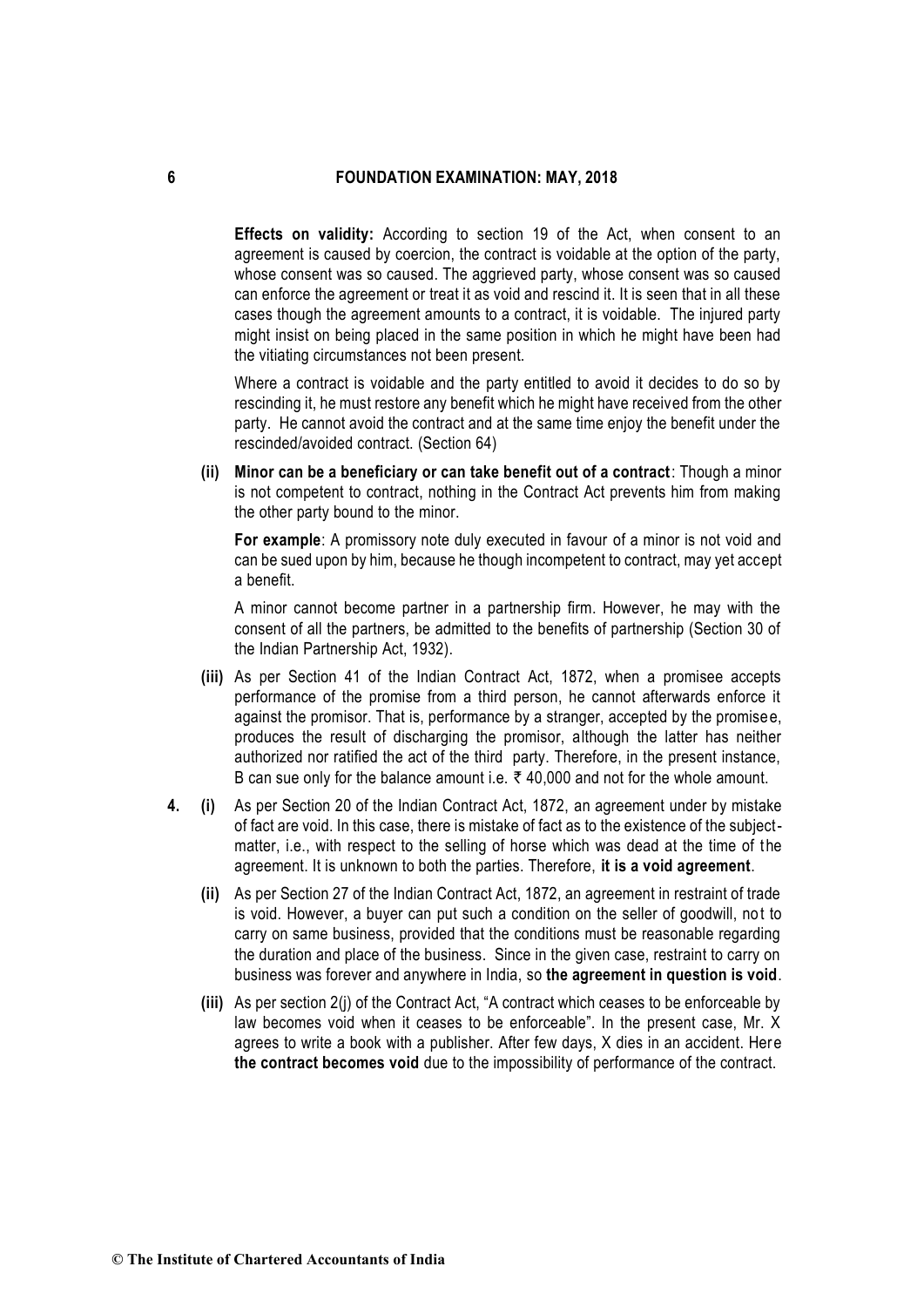**Effects on validity:** According to section 19 of the Act, when consent to an agreement is caused by coercion, the contract is voidable at the option of the party, whose consent was so caused. The aggrieved party, whose consent was so caused can enforce the agreement or treat it as void and rescind it. It is seen that in all these cases though the agreement amounts to a contract, it is voidable. The injured party might insist on being placed in the same position in which he might have been had the vitiating circumstances not been present.

Where a contract is voidable and the party entitled to avoid it decides to do so by rescinding it, he must restore any benefit which he might have received from the other party. He cannot avoid the contract and at the same time enjoy the benefit under the rescinded/avoided contract. (Section 64)

**(ii) Minor can be a beneficiary or can take benefit out of a contract**: Though a minor is not competent to contract, nothing in the Contract Act prevents him from making the other party bound to the minor.

**For example**: A promissory note duly executed in favour of a minor is not void and can be sued upon by him, because he though incompetent to contract, may yet accept a benefit.

A minor cannot become partner in a partnership firm. However, he may with the consent of all the partners, be admitted to the benefits of partnership (Section 30 of the Indian Partnership Act, 1932).

**(iii)** As per Section 41 of the Indian Contract Act, 1872, when a promisee accepts performance of the promise from a third person, he cannot afterwards enforce it against the promisor. That is, performance by a stranger, accepted by the promisee, produces the result of discharging the promisor, although the latter has neither authorized nor ratified the act of the third party. Therefore, in the present instance, B can sue only for the balance amount i.e. ₹ 40,000 and not for the whole amount.

**4. (i)** As per Section 20 of the Indian Contract Act, 1872, an agreement under by mistake of fact are void. In this case, there is mistake of fact as to the existence of the subject-matter, i.e., with respect to the selling of horse which was dead at the time of the agreement. It is unknown to both the parties. Therefore, **it is a void agreement**.

**(ii)** As per Section 27 of the Indian Contract Act, 1872, an agreement in restraint of trade is void. However, a buyer can put such a condition on the seller of goodwill, not to carry on same business, provided that the conditions must be reasonable regarding the duration and place of the business. Since in the given case, restraint to carry on business was forever and anywhere in India, so **the agreement in question is void**.

**(iii)** As per section 2(j) of the Contract Act, "A contract which ceases to be enforceable by law becomes void when it ceases to be enforceable". In the present case, Mr. X agrees to write a book with a publisher. After few days, X dies in an accident. Here **the contract becomes void** due to the impossibility of performance of the contract.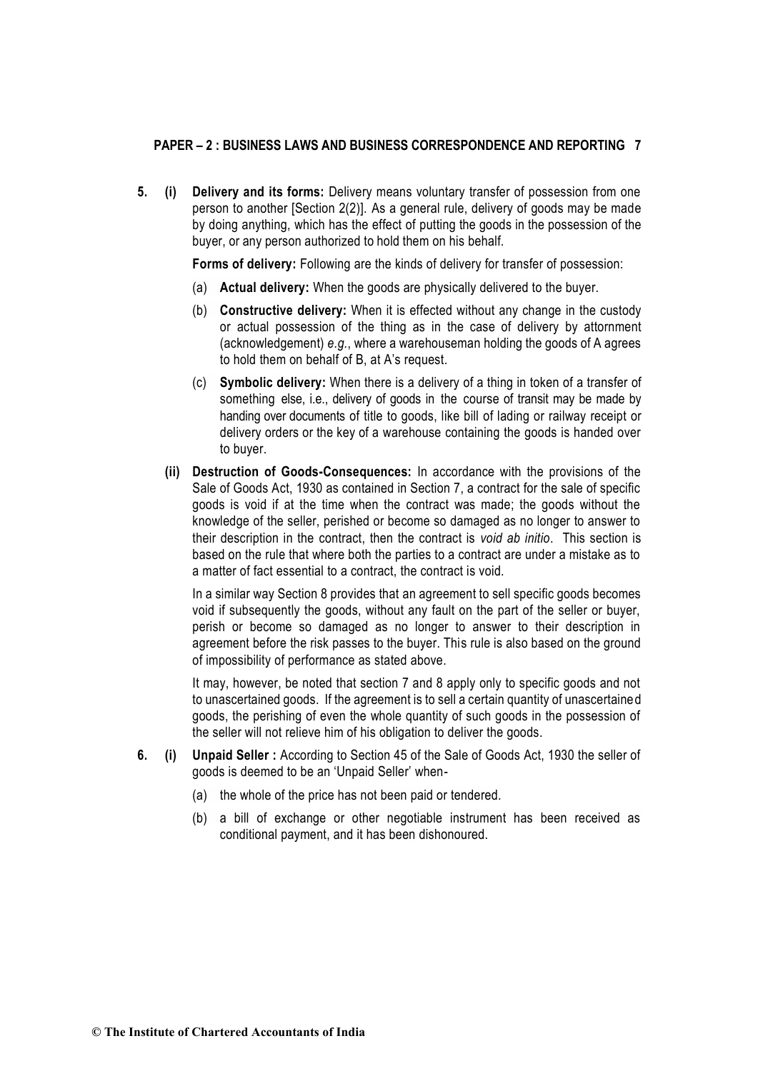**5. (i) Delivery and its forms:** Delivery means voluntary transfer of possession from one person to another [Section 2(2)]. As a general rule, delivery of goods may be made by doing anything, which has the effect of putting the goods in the possession of the buyer, or any person authorized to hold them on his behalf.

**Forms of delivery:** Following are the kinds of delivery for transfer of possession:

(a) **Actual delivery:** When the goods are physically delivered to the buyer.

(b) **Constructive delivery:** When it is effected without any change in the custody or actual possession of the thing as in the case of delivery by attornment (acknowledgement) *e.g.*, where a warehouseman holding the goods of A agrees to hold them on behalf of B, at A's request.

(c) **Symbolic delivery:** When there is a delivery of a thing in token of a transfer of something else, i.e., delivery of goods in the course of transit may be made by handing over documents of title to goods, like bill of lading or railway receipt or delivery orders or the key of a warehouse containing the goods is handed over to buyer.

**(ii) Destruction of Goods-Consequences:** In accordance with the provisions of the Sale of Goods Act, 1930 as contained in Section 7, a contract for the sale of specific goods is void if at the time when the contract was made; the goods without the knowledge of the seller, perished or become so damaged as no longer to answer to their description in the contract, then the contract is *void ab initio*. This section is based on the rule that where both the parties to a contract are under a mistake as to a matter of fact essential to a contract, the contract is void.

In a similar way Section 8 provides that an agreement to sell specific goods becomes void if subsequently the goods, without any fault on the part of the seller or buyer, perish or become so damaged as no longer to answer to their description in agreement before the risk passes to the buyer. This rule is also based on the ground of impossibility of performance as stated above.

It may, however, be noted that section 7 and 8 apply only to specific goods and not to unascertained goods. If the agreement is to sell a certain quantity of unascertained goods, the perishing of even the whole quantity of such goods in the possession of the seller will not relieve him of his obligation to deliver the goods.

**6. (i) Unpaid Seller :** According to Section 45 of the Sale of Goods Act, 1930 the seller of goods is deemed to be an 'Unpaid Seller' when-

(a) the whole of the price has not been paid or tendered.

(b) a bill of exchange or other negotiable instrument has been received as conditional payment, and it has been dishonoured.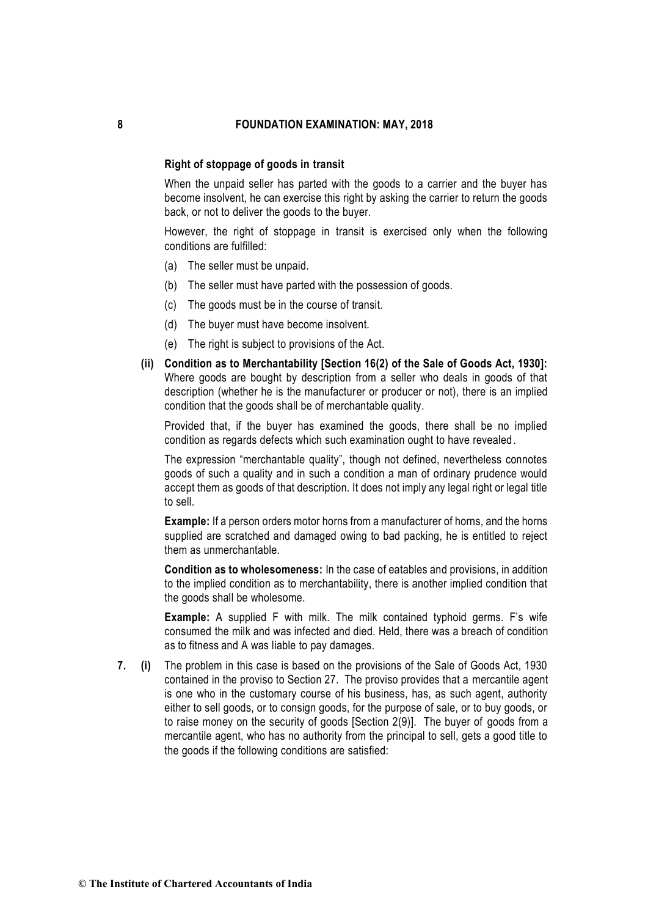**Right of stoppage of goods in transit**

When the unpaid seller has parted with the goods to a carrier and the buyer has become insolvent, he can exercise this right by asking the carrier to return the goods back, or not to deliver the goods to the buyer.

However, the right of stoppage in transit is exercised only when the following conditions are fulfilled:

(a) The seller must be unpaid.

(b) The seller must have parted with the possession of goods.

(c) The goods must be in the course of transit.

(d) The buyer must have become insolvent.

(e) The right is subject to provisions of the Act.

**(ii) Condition as to Merchantability [Section 16(2) of the Sale of Goods Act, 1930]:** Where goods are bought by description from a seller who deals in goods of that description (whether he is the manufacturer or producer or not), there is an implied condition that the goods shall be of merchantable quality.

Provided that, if the buyer has examined the goods, there shall be no implied condition as regards defects which such examination ought to have revealed.

The expression "merchantable quality", though not defined, nevertheless connotes goods of such a quality and in such a condition a man of ordinary prudence would accept them as goods of that description. It does not imply any legal right or legal title to sell.

**Example:** If a person orders motor horns from a manufacturer of horns, and the horns supplied are scratched and damaged owing to bad packing, he is entitled to reject them as unmerchantable.

**Condition as to wholesomeness:** In the case of eatables and provisions, in addition to the implied condition as to merchantability, there is another implied condition that the goods shall be wholesome.

**Example:** A supplied F with milk. The milk contained typhoid germs. F's wife consumed the milk and was infected and died. Held, there was a breach of condition as to fitness and A was liable to pay damages.

**7. (i)** The problem in this case is based on the provisions of the Sale of Goods Act, 1930 contained in the proviso to Section 27. The proviso provides that a mercantile agent is one who in the customary course of his business, has, as such agent, authority either to sell goods, or to consign goods, for the purpose of sale, or to buy goods, or to raise money on the security of goods [Section 2(9)]. The buyer of goods from a mercantile agent, who has no authority from the principal to sell, gets a good title to the goods if the following conditions are satisfied: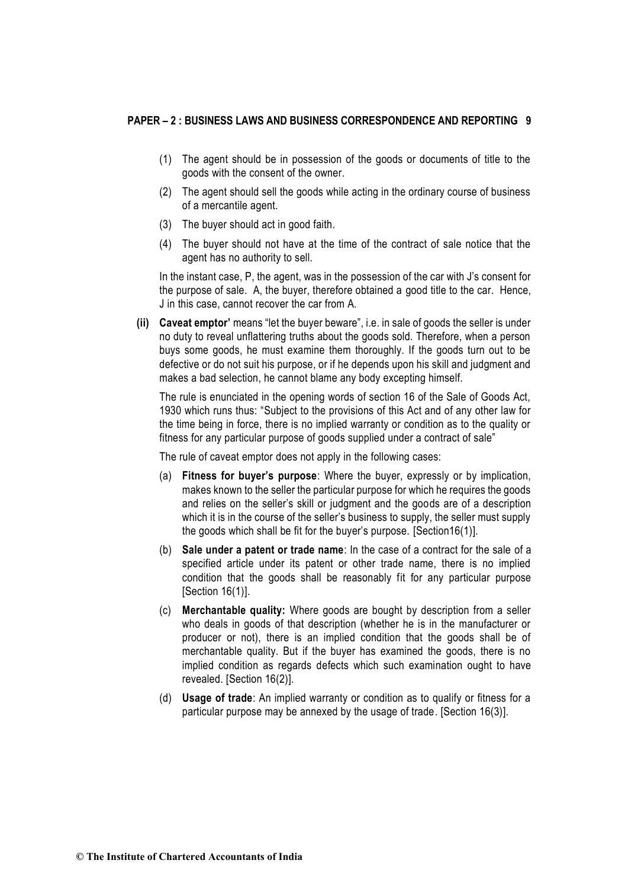(1) The agent should be in possession of the goods or documents of title to the goods with the consent of the owner.

(2) The agent should sell the goods while acting in the ordinary course of business of a mercantile agent.

(3) The buyer should act in good faith.

(4) The buyer should not have at the time of the contract of sale notice that the agent has no authority to sell.

In the instant case, P, the agent, was in the possession of the car with J's consent for the purpose of sale. A, the buyer, therefore obtained a good title to the car. Hence, J in this case, cannot recover the car from A.

**(ii) Caveat emptor'** means "let the buyer beware", i.e. in sale of goods the seller is under no duty to reveal unflattering truths about the goods sold. Therefore, when a person buys some goods, he must examine them thoroughly. If the goods turn out to be defective or do not suit his purpose, or if he depends upon his skill and judgment and makes a bad selection, he cannot blame any body excepting himself.

The rule is enunciated in the opening words of section 16 of the Sale of Goods Act, 1930 which runs thus: "Subject to the provisions of this Act and of any other law for the time being in force, there is no implied warranty or condition as to the quality or fitness for any particular purpose of goods supplied under a contract of sale"

The rule of caveat emptor does not apply in the following cases:

(a) **Fitness for buyer's purpose**: Where the buyer, expressly or by implication, makes known to the seller the particular purpose for which he requires the goods and relies on the seller's skill or judgment and the goods are of a description which it is in the course of the seller's business to supply, the seller must supply the goods which shall be fit for the buyer's purpose. [Section16(1)].

(b) **Sale under a patent or trade name**: In the case of a contract for the sale of a specified article under its patent or other trade name, there is no implied condition that the goods shall be reasonably fit for any particular purpose [Section 16(1)].

(c) **Merchantable quality:** Where goods are bought by description from a seller who deals in goods of that description (whether he is in the manufacturer or producer or not), there is an implied condition that the goods shall be of merchantable quality. But if the buyer has examined the goods, there is no implied condition as regards defects which such examination ought to have revealed. [Section 16(2)].

(d) **Usage of trade**: An implied warranty or condition as to qualify or fitness for a particular purpose may be annexed by the usage of trade. [Section 16(3)].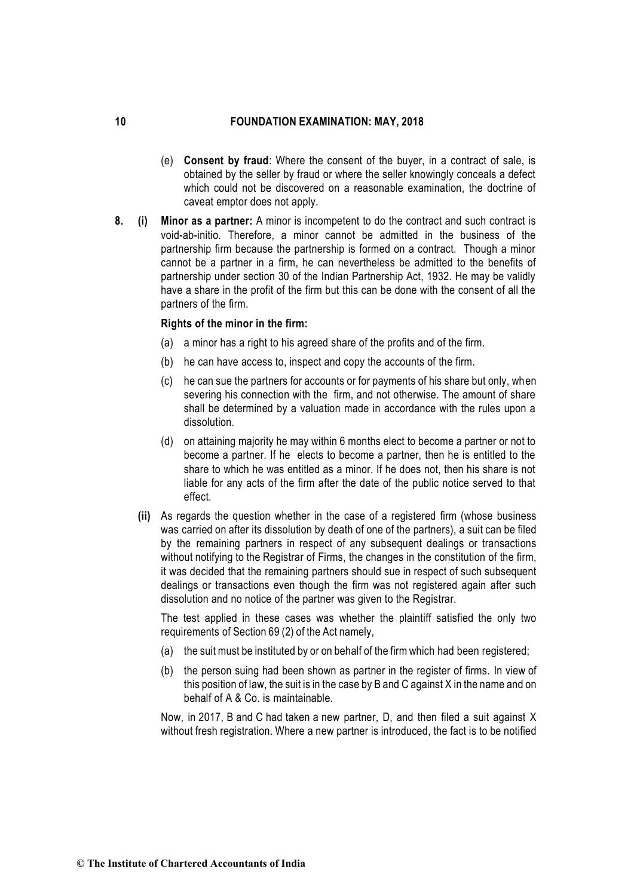(e) **Consent by fraud**: Where the consent of the buyer, in a contract of sale, is obtained by the seller by fraud or where the seller knowingly conceals a defect which could not be discovered on a reasonable examination, the doctrine of caveat emptor does not apply.

**8. (i) Minor as a partner:** A minor is incompetent to do the contract and such contract is void-ab-initio. Therefore, a minor cannot be admitted in the business of the partnership firm because the partnership is formed on a contract. Though a minor cannot be a partner in a firm, he can nevertheless be admitted to the benefits of partnership under section 30 of the Indian Partnership Act, 1932. He may be validly have a share in the profit of the firm but this can be done with the consent of all the partners of the firm.

**Rights of the minor in the firm:**

(a) a minor has a right to his agreed share of the profits and of the firm.

(b) he can have access to, inspect and copy the accounts of the firm.

(c) he can sue the partners for accounts or for payments of his share but only, when severing his connection with the firm, and not otherwise. The amount of share shall be determined by a valuation made in accordance with the rules upon a dissolution.

(d) on attaining majority he may within 6 months elect to become a partner or not to become a partner. If he elects to become a partner, then he is entitled to the share to which he was entitled as a minor. If he does not, then his share is not liable for any acts of the firm after the date of the public notice served to that effect.

**(ii)** As regards the question whether in the case of a registered firm (whose business was carried on after its dissolution by death of one of the partners), a suit can be filed by the remaining partners in respect of any subsequent dealings or transactions without notifying to the Registrar of Firms, the changes in the constitution of the firm, it was decided that the remaining partners should sue in respect of such subsequent dealings or transactions even though the firm was not registered again after such dissolution and no notice of the partner was given to the Registrar.

The test applied in these cases was whether the plaintiff satisfied the only two requirements of Section 69 (2) of the Act namely,

(a) the suit must be instituted by or on behalf of the firm which had been registered;

(b) the person suing had been shown as partner in the register of firms. In view of this position of law, the suit is in the case by B and C against X in the name and on behalf of A & Co. is maintainable.

Now, in 2017, B and C had taken a new partner, D, and then filed a suit against X without fresh registration. Where a new partner is introduced, the fact is to be notified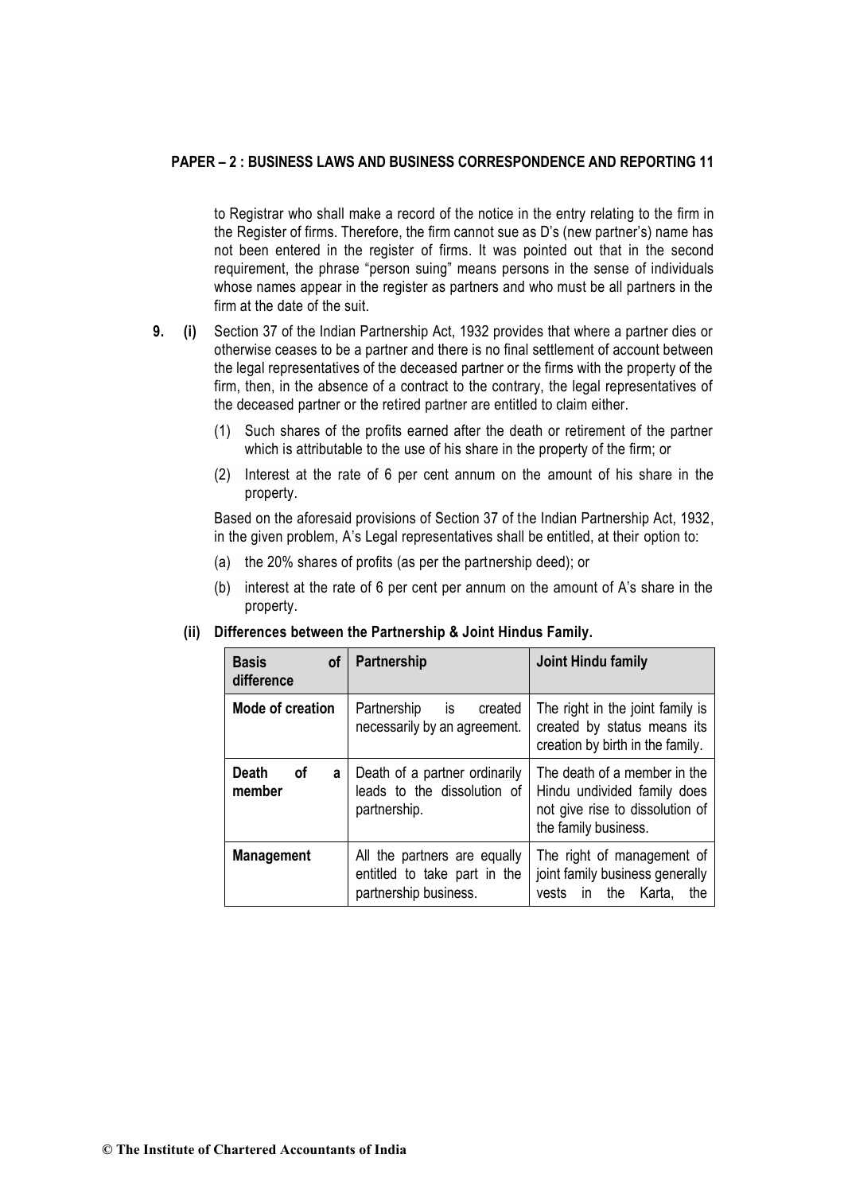to Registrar who shall make a record of the notice in the entry relating to the firm in the Register of firms. Therefore, the firm cannot sue as D's (new partner's) name has not been entered in the register of firms. It was pointed out that in the second requirement, the phrase "person suing" means persons in the sense of individuals whose names appear in the register as partners and who must be all partners in the firm at the date of the suit.

**9. (i)** Section 37 of the Indian Partnership Act, 1932 provides that where a partner dies or otherwise ceases to be a partner and there is no final settlement of account between the legal representatives of the deceased partner or the firms with the property of the firm, then, in the absence of a contract to the contrary, the legal representatives of the deceased partner or the retired partner are entitled to claim either.

(1) Such shares of the profits earned after the death or retirement of the partner which is attributable to the use of his share in the property of the firm; or

(2) Interest at the rate of 6 per cent annum on the amount of his share in the property.

Based on the aforesaid provisions of Section 37 of the Indian Partnership Act, 1932, in the given problem, A's Legal representatives shall be entitled, at their option to:

(a) the 20% shares of profits (as per the partnership deed); or

(b) interest at the rate of 6 per cent per annum on the amount of A's share in the property.

**(ii) Differences between the Partnership & Joint Hindus Family.**

| **Basis of difference** | **Partnership** | **Joint Hindu family** |
|---|---|---|
| **Mode of creation** | Partnership is created necessarily by an agreement. | The right in the joint family is created by status means its creation by birth in the family. |
| **Death of a member** | Death of a partner ordinarily leads to the dissolution of partnership. | The death of a member in the Hindu undivided family does not give rise to dissolution of the family business. |
| **Management** | All the partners are equally entitled to take part in the partnership business. | The right of management of joint family business generally vests in the Karta, the |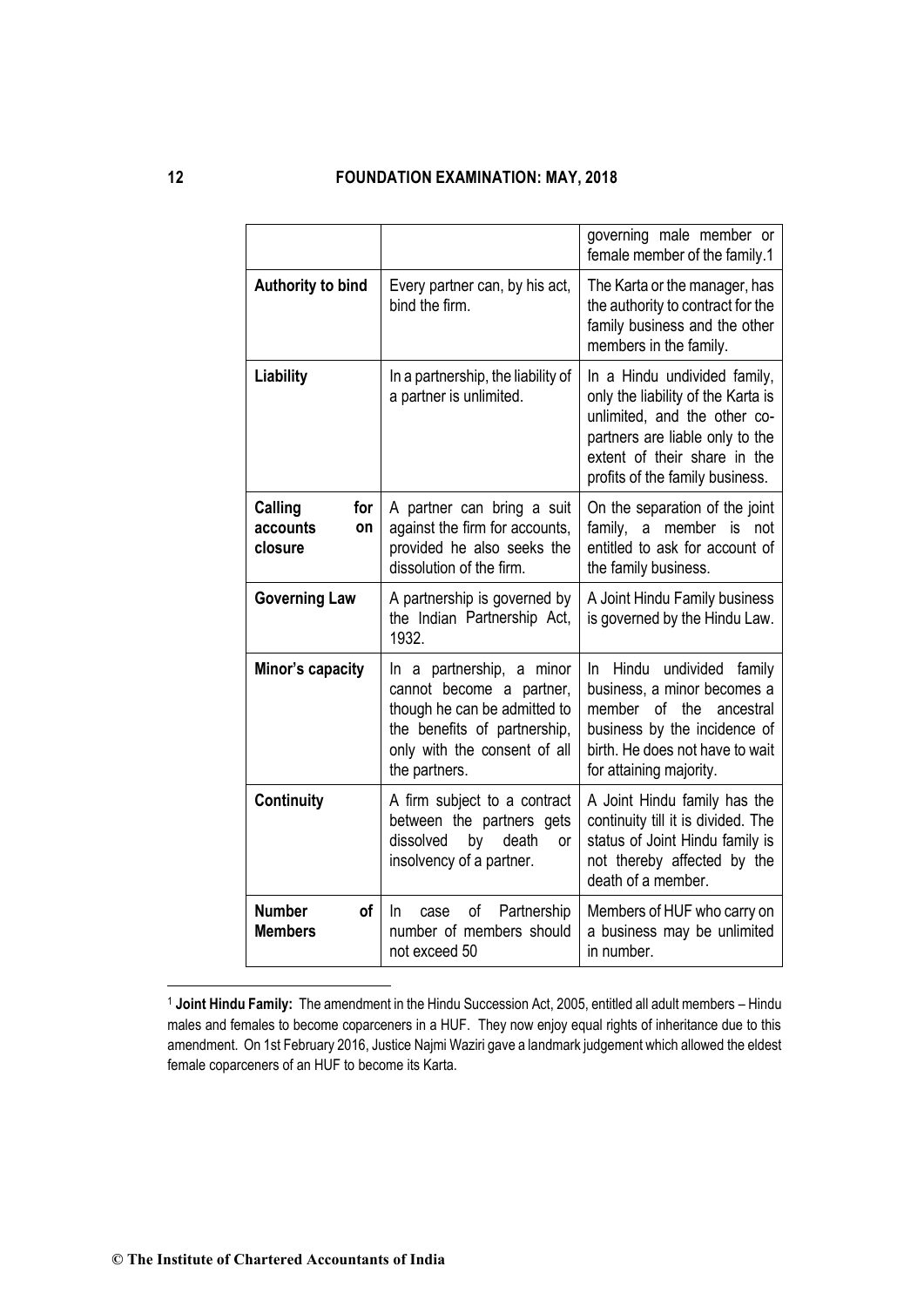| | | |
|---|---|---|
| | | governing male member or female member of the family.[1] |
| **Authority to bind** | Every partner can, by his act, bind the firm. | The Karta or the manager, has the authority to contract for the family business and the other members in the family. |
| **Liability** | In a partnership, the liability of a partner is unlimited. | In a Hindu undivided family, only the liability of the Karta is unlimited, and the other co-partners are liable only to the extent of their share in the profits of the family business. |
| **Calling for accounts on closure** | A partner can bring a suit against the firm for accounts, provided he also seeks the dissolution of the firm. | On the separation of the joint family, a member is not entitled to ask for account of the family business. |
| **Governing Law** | A partnership is governed by the Indian Partnership Act, 1932. | A Joint Hindu Family business is governed by the Hindu Law. |
| **Minor's capacity** | In a partnership, a minor cannot become a partner, though he can be admitted to the benefits of partnership, only with the consent of all the partners. | In Hindu undivided family business, a minor becomes a member of the ancestral business by the incidence of birth. He does not have to wait for attaining majority. |
| **Continuity** | A firm subject to a contract between the partners gets dissolved by death or insolvency of a partner. | A Joint Hindu family has the continuity till it is divided. The status of Joint Hindu family is not thereby affected by the death of a member. |
| **Number of Members** | In case of Partnership number of members should not exceed 50 | Members of HUF who carry on a business may be unlimited in number. |

[1] **Joint Hindu Family:** The amendment in the Hindu Succession Act, 2005, entitled all adult members – Hindu males and females to become coparceners in a HUF. They now enjoy equal rights of inheritance due to this amendment. On 1st February 2016, Justice Najmi Waziri gave a landmark judgement which allowed the eldest female coparceners of an HUF to become its Karta.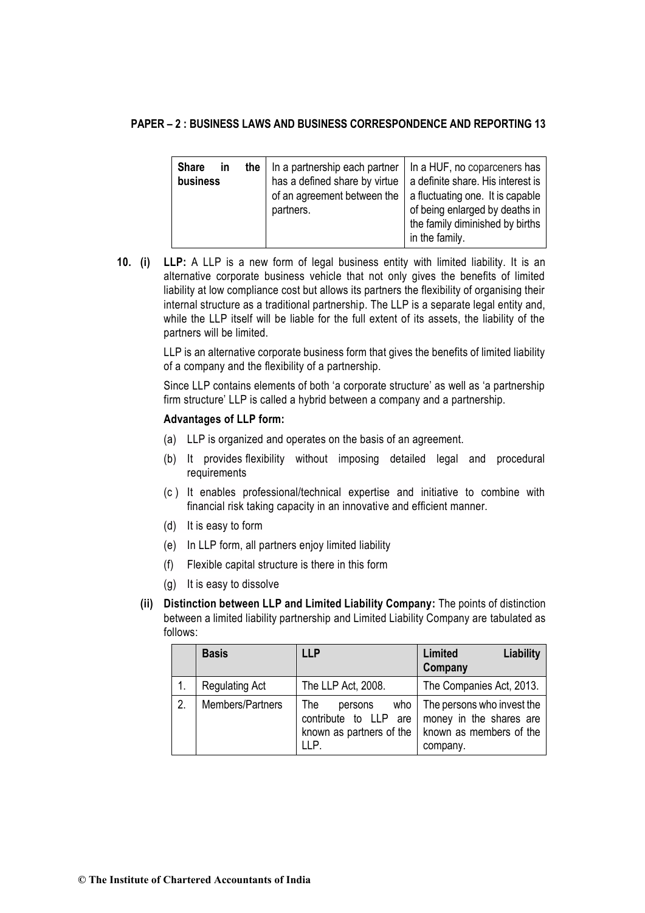| | | |
|---|---|---|
| **Share in the business** | In a partnership each partner has a defined share by virtue of an agreement between the partners. | In a HUF, no coparceners has a definite share. His interest is a fluctuating one. It is capable of being enlarged by deaths in the family diminished by births in the family. |

**10. (i) LLP:** A LLP is a new form of legal business entity with limited liability. It is an alternative corporate business vehicle that not only gives the benefits of limited liability at low compliance cost but allows its partners the flexibility of organising their internal structure as a traditional partnership. The LLP is a separate legal entity and, while the LLP itself will be liable for the full extent of its assets, the liability of the partners will be limited.

LLP is an alternative corporate business form that gives the benefits of limited liability of a company and the flexibility of a partnership.

Since LLP contains elements of both 'a corporate structure' as well as 'a partnership firm structure' LLP is called a hybrid between a company and a partnership.

**Advantages of LLP form:**

(a) LLP is organized and operates on the basis of an agreement.

(b) It provides flexibility without imposing detailed legal and procedural requirements

(c ) It enables professional/technical expertise and initiative to combine with financial risk taking capacity in an innovative and efficient manner.

(d) It is easy to form

(e) In LLP form, all partners enjoy limited liability

(f) Flexible capital structure is there in this form

(g) It is easy to dissolve

**(ii) Distinction between LLP and Limited Liability Company:** The points of distinction between a limited liability partnership and Limited Liability Company are tabulated as follows:

| | **Basis** | **LLP** | **Limited Liability Company** |
|---|---|---|---|
| 1. | Regulating Act | The LLP Act, 2008. | The Companies Act, 2013. |
| 2. | Members/Partners | The persons who contribute to LLP are known as partners of the LLP. | The persons who invest the money in the shares are known as members of the company. |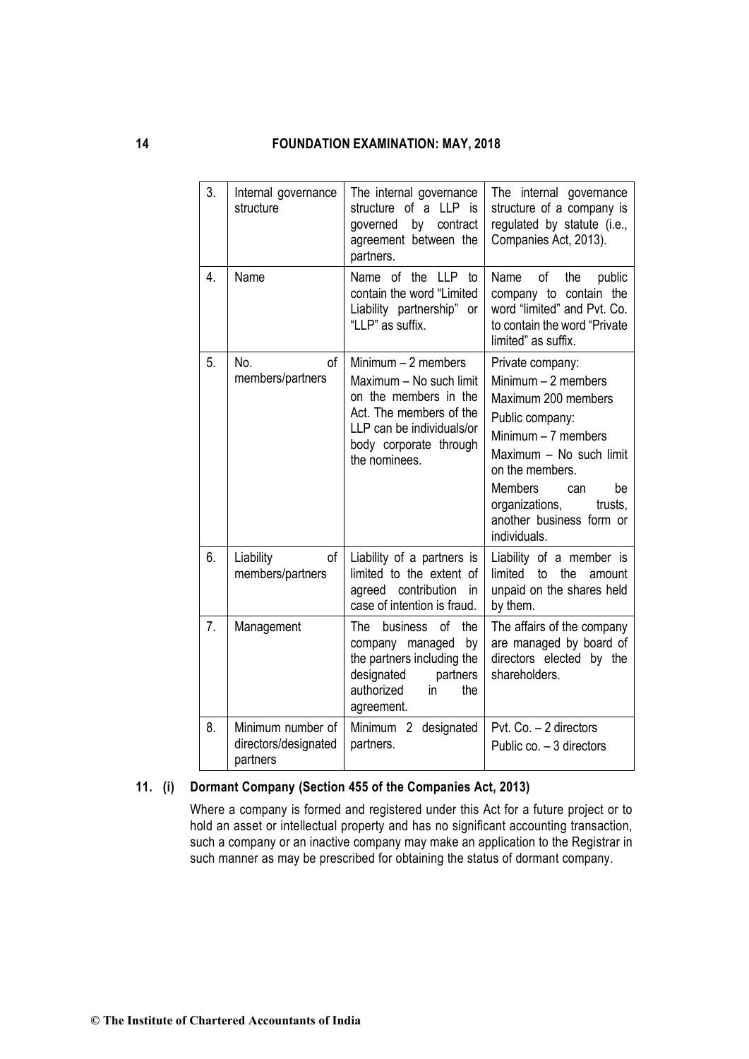| 3. | Internal governance structure | The internal governance structure of a LLP is governed by contract agreement between the partners. | The internal governance structure of a company is regulated by statute (i.e., Companies Act, 2013). |
|---|---|---|---|
| 4. | Name | Name of the LLP to contain the word "Limited Liability partnership" or "LLP" as suffix. | Name of the public company to contain the word "limited" and Pvt. Co. to contain the word "Private limited" as suffix. |
| 5. | No. of members/partners | Minimum – 2 members<br>Maximum – No such limit on the members in the Act. The members of the LLP can be individuals/or body corporate through the nominees. | Private company:<br>Minimum – 2 members<br>Maximum 200 members<br>Public company:<br>Minimum – 7 members<br>Maximum – No such limit on the members.<br>Members can be organizations, trusts, another business form or individuals. |
| 6. | Liability of members/partners | Liability of a partners is limited to the extent of agreed contribution in case of intention is fraud. | Liability of a member is limited to the amount unpaid on the shares held by them. |
| 7. | Management | The business of the company managed by the partners including the designated partners authorized in the agreement. | The affairs of the company are managed by board of directors elected by the shareholders. |
| 8. | Minimum number of directors/designated partners | Minimum 2 designated partners. | Pvt. Co. – 2 directors<br>Public co. – 3 directors |

**11. (i) Dormant Company (Section 455 of the Companies Act, 2013)**

Where a company is formed and registered under this Act for a future project or to hold an asset or intellectual property and has no significant accounting transaction, such a company or an inactive company may make an application to the Registrar in such manner as may be prescribed for obtaining the status of dormant company.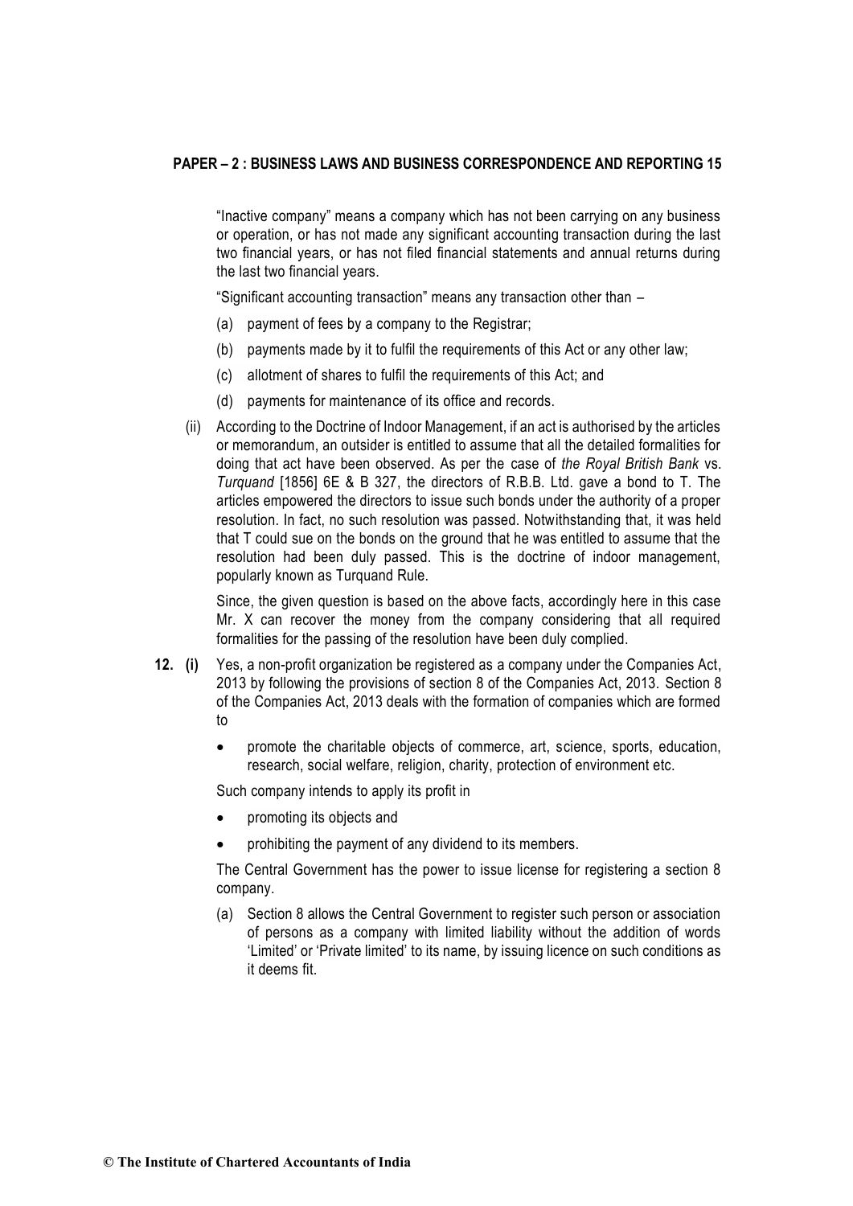"Inactive company" means a company which has not been carrying on any business or operation, or has not made any significant accounting transaction during the last two financial years, or has not filed financial statements and annual returns during the last two financial years.

"Significant accounting transaction" means any transaction other than –

(a) payment of fees by a company to the Registrar;

(b) payments made by it to fulfil the requirements of this Act or any other law;

(c) allotment of shares to fulfil the requirements of this Act; and

(d) payments for maintenance of its office and records.

(ii) According to the Doctrine of Indoor Management, if an act is authorised by the articles or memorandum, an outsider is entitled to assume that all the detailed formalities for doing that act have been observed. As per the case of *the Royal British Bank* vs. *Turquand* [1856] 6E & B 327, the directors of R.B.B. Ltd. gave a bond to T. The articles empowered the directors to issue such bonds under the authority of a proper resolution. In fact, no such resolution was passed. Notwithstanding that, it was held that T could sue on the bonds on the ground that he was entitled to assume that the resolution had been duly passed. This is the doctrine of indoor management, popularly known as Turquand Rule.

Since, the given question is based on the above facts, accordingly here in this case Mr. X can recover the money from the company considering that all required formalities for the passing of the resolution have been duly complied.

**12. (i)** Yes, a non-profit organization be registered as a company under the Companies Act, 2013 by following the provisions of section 8 of the Companies Act, 2013. Section 8 of the Companies Act, 2013 deals with the formation of companies which are formed to

- promote the charitable objects of commerce, art, science, sports, education, research, social welfare, religion, charity, protection of environment etc.

Such company intends to apply its profit in

- promoting its objects and
- prohibiting the payment of any dividend to its members.

The Central Government has the power to issue license for registering a section 8 company.

(a) Section 8 allows the Central Government to register such person or association of persons as a company with limited liability without the addition of words 'Limited' or 'Private limited' to its name, by issuing licence on such conditions as it deems fit.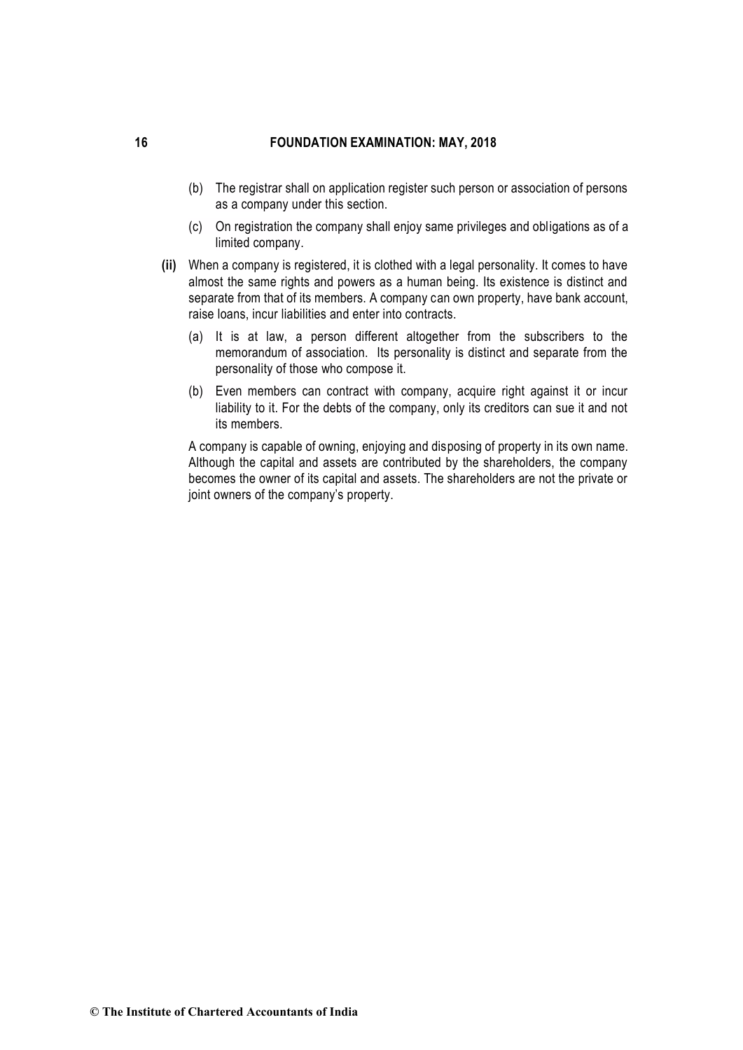(b) The registrar shall on application register such person or association of persons as a company under this section.

(c) On registration the company shall enjoy same privileges and obligations as of a limited company.

**(ii)** When a company is registered, it is clothed with a legal personality. It comes to have almost the same rights and powers as a human being. Its existence is distinct and separate from that of its members. A company can own property, have bank account, raise loans, incur liabilities and enter into contracts.

(a) It is at law, a person different altogether from the subscribers to the memorandum of association. Its personality is distinct and separate from the personality of those who compose it.

(b) Even members can contract with company, acquire right against it or incur liability to it. For the debts of the company, only its creditors can sue it and not its members.

A company is capable of owning, enjoying and disposing of property in its own name. Although the capital and assets are contributed by the shareholders, the company becomes the owner of its capital and assets. The shareholders are not the private or joint owners of the company's property.